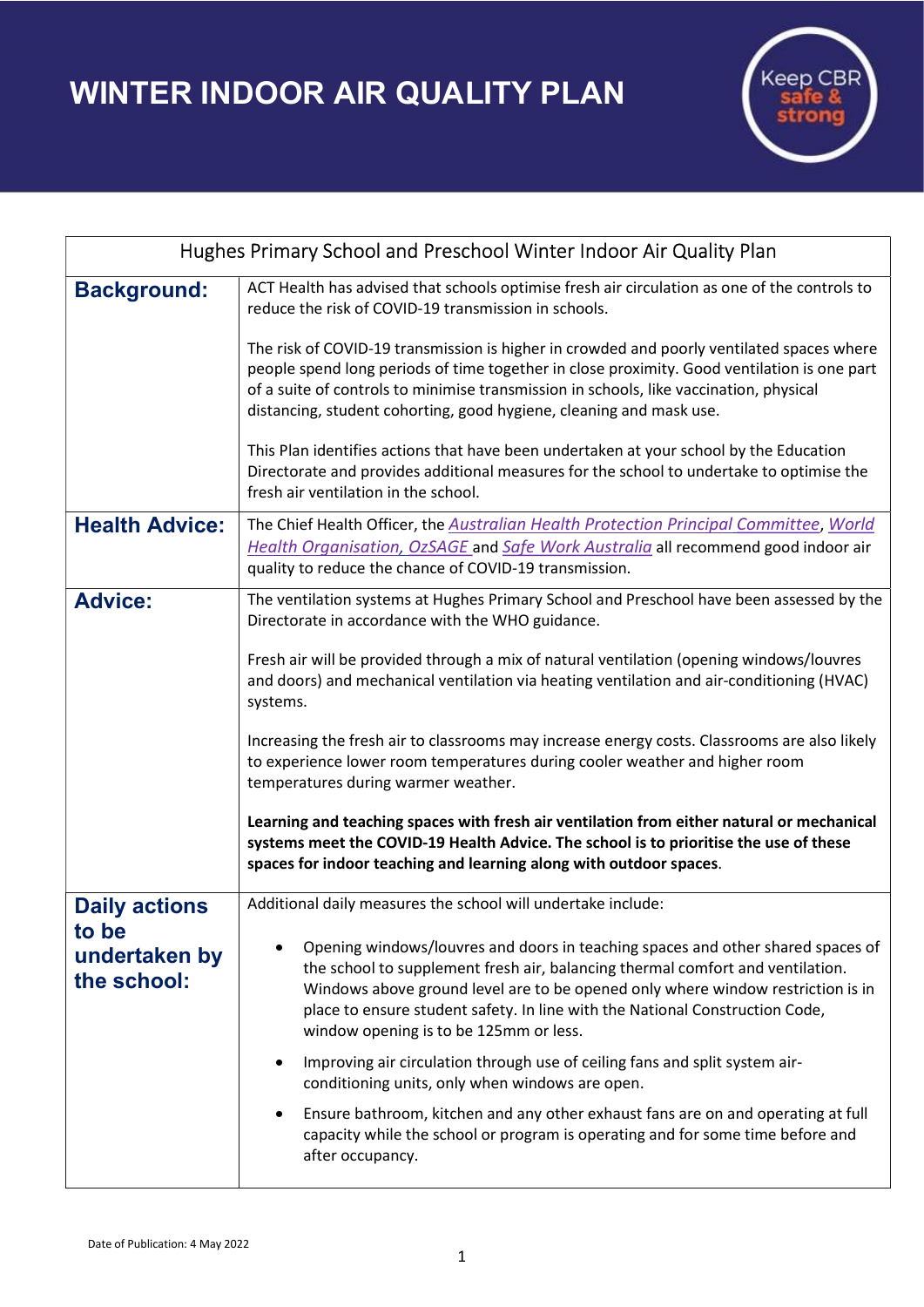# WINTER INDOOR AIR QUALITY PLAN

Keep CBR safe & strong

| Hughes Primary School and Preschool Winter Indoor Air Quality Plan | |
|---|---|
| **Background:** | ACT Health has advised that schools optimise fresh air circulation as one of the controls to reduce the risk of COVID-19 transmission in schools.<br><br>The risk of COVID-19 transmission is higher in crowded and poorly ventilated spaces where people spend long periods of time together in close proximity. Good ventilation is one part of a suite of controls to minimise transmission in schools, like vaccination, physical distancing, student cohorting, good hygiene, cleaning and mask use.<br><br>This Plan identifies actions that have been undertaken at your school by the Education Directorate and provides additional measures for the school to undertake to optimise the fresh air ventilation in the school. |
| **Health Advice:** | The Chief Health Officer, the *Australian Health Protection Principal Committee*, *World Health Organisation, OzSAGE* and *Safe Work Australia* all recommend good indoor air quality to reduce the chance of COVID-19 transmission. |
| **Advice:** | The ventilation systems at Hughes Primary School and Preschool have been assessed by the Directorate in accordance with the WHO guidance.<br><br>Fresh air will be provided through a mix of natural ventilation (opening windows/louvres and doors) and mechanical ventilation via heating ventilation and air-conditioning (HVAC) systems.<br><br>Increasing the fresh air to classrooms may increase energy costs. Classrooms are also likely to experience lower room temperatures during cooler weather and higher room temperatures during warmer weather.<br><br>**Learning and teaching spaces with fresh air ventilation from either natural or mechanical systems meet the COVID-19 Health Advice. The school is to prioritise the use of these spaces for indoor teaching and learning along with outdoor spaces**. |
| **Daily actions to be undertaken by the school:** | Additional daily measures the school will undertake include:<br><br>• Opening windows/louvres and doors in teaching spaces and other shared spaces of the school to supplement fresh air, balancing thermal comfort and ventilation. Windows above ground level are to be opened only where window restriction is in place to ensure student safety. In line with the National Construction Code, window opening is to be 125mm or less.<br><br>• Improving air circulation through use of ceiling fans and split system air-conditioning units, only when windows are open.<br><br>• Ensure bathroom, kitchen and any other exhaust fans are on and operating at full capacity while the school or program is operating and for some time before and after occupancy. |

Date of Publication: 4 May 2022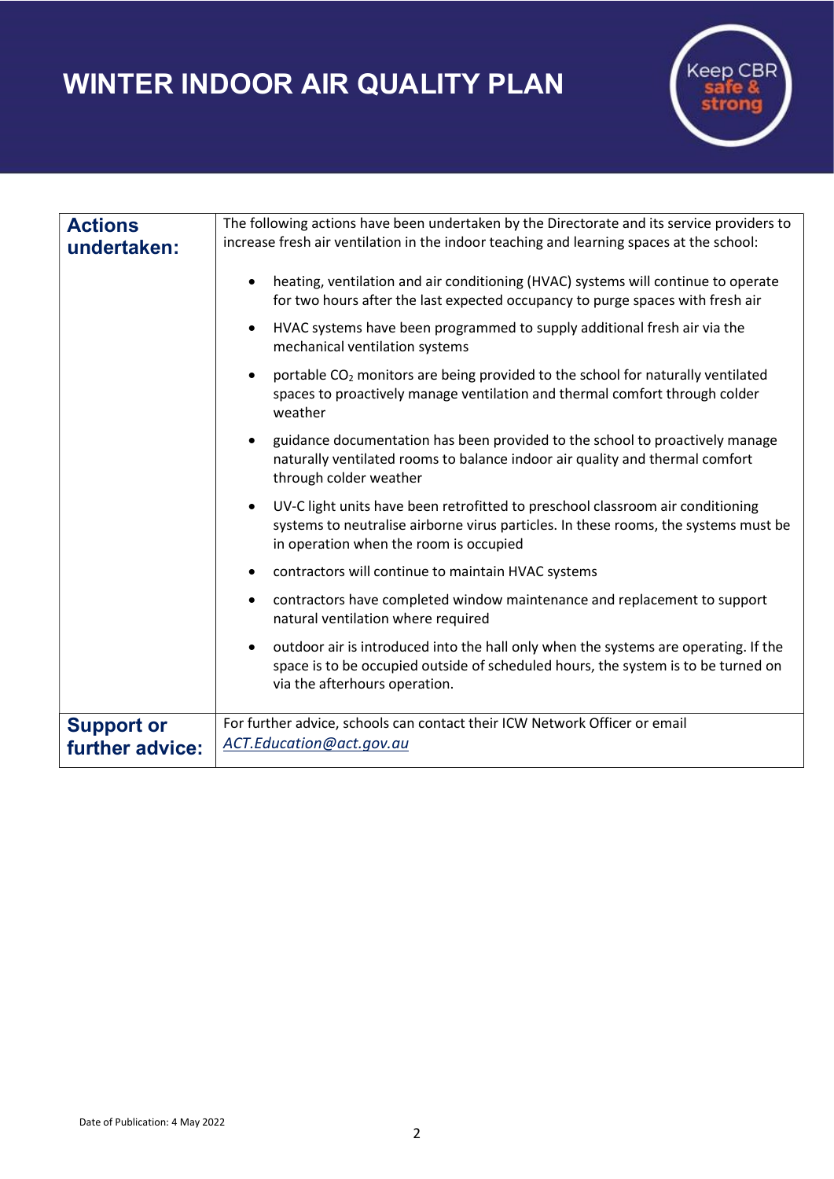# WINTER INDOOR AIR QUALITY PLAN

Keep CBR safe & strong

| | |
|---|---|
| **Actions undertaken:** | The following actions have been undertaken by the Directorate and its service providers to increase fresh air ventilation in the indoor teaching and learning spaces at the school:<br><br>• heating, ventilation and air conditioning (HVAC) systems will continue to operate for two hours after the last expected occupancy to purge spaces with fresh air<br>• HVAC systems have been programmed to supply additional fresh air via the mechanical ventilation systems<br>• portable $CO_2$ monitors are being provided to the school for naturally ventilated spaces to proactively manage ventilation and thermal comfort through colder weather<br>• guidance documentation has been provided to the school to proactively manage naturally ventilated rooms to balance indoor air quality and thermal comfort through colder weather<br>• UV-C light units have been retrofitted to preschool classroom air conditioning systems to neutralise airborne virus particles. In these rooms, the systems must be in operation when the room is occupied<br>• contractors will continue to maintain HVAC systems<br>• contractors have completed window maintenance and replacement to support natural ventilation where required<br>• outdoor air is introduced into the hall only when the systems are operating. If the space is to be occupied outside of scheduled hours, the system is to be turned on via the afterhours operation. |
| **Support or further advice:** | For further advice, schools can contact their ICW Network Officer or email *ACT.Education@act.gov.au* |

Date of Publication: 4 May 2022